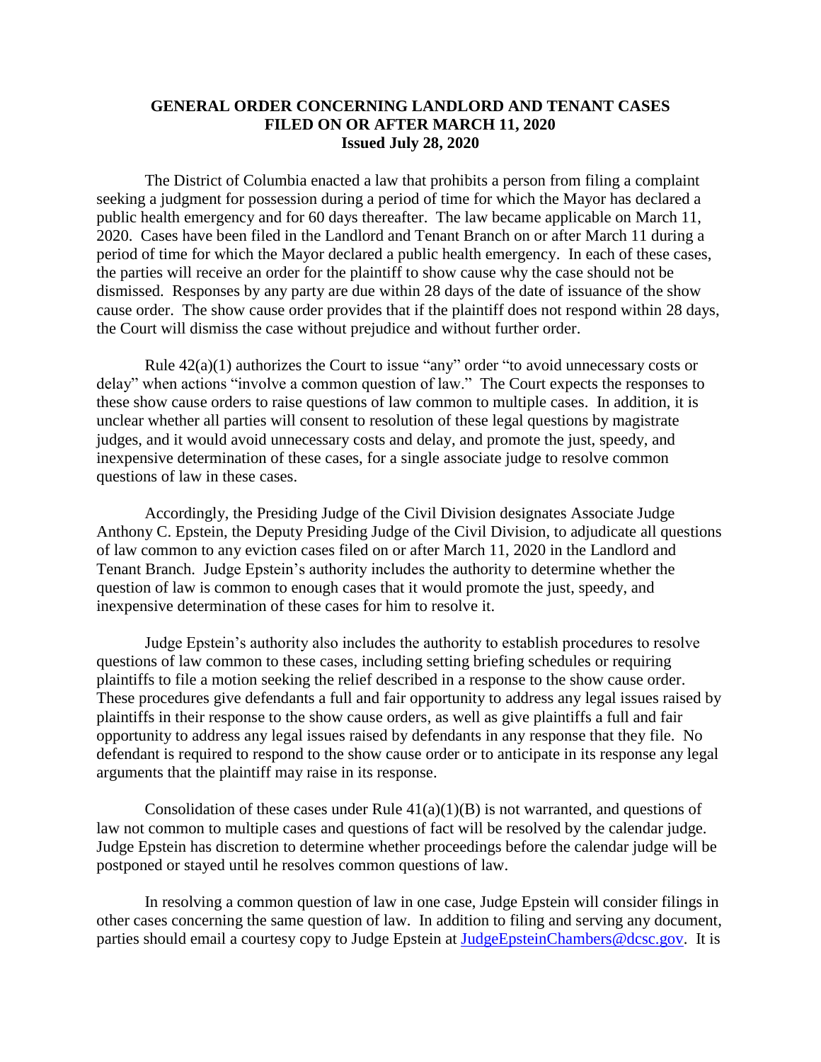# GENERAL ORDER CONCERNING LANDLORD AND TENANT CASES FILED ON OR AFTER MARCH 11, 2020

**Issued July 28, 2020**

The District of Columbia enacted a law that prohibits a person from filing a complaint seeking a judgment for possession during a period of time for which the Mayor has declared a public health emergency and for 60 days thereafter. The law became applicable on March 11, 2020. Cases have been filed in the Landlord and Tenant Branch on or after March 11 during a period of time for which the Mayor declared a public health emergency. In each of these cases, the parties will receive an order for the plaintiff to show cause why the case should not be dismissed. Responses by any party are due within 28 days of the date of issuance of the show cause order. The show cause order provides that if the plaintiff does not respond within 28 days, the Court will dismiss the case without prejudice and without further order.

Rule 42(a)(1) authorizes the Court to issue "any" order "to avoid unnecessary costs or delay" when actions "involve a common question of law." The Court expects the responses to these show cause orders to raise questions of law common to multiple cases. In addition, it is unclear whether all parties will consent to resolution of these legal questions by magistrate judges, and it would avoid unnecessary costs and delay, and promote the just, speedy, and inexpensive determination of these cases, for a single associate judge to resolve common questions of law in these cases.

Accordingly, the Presiding Judge of the Civil Division designates Associate Judge Anthony C. Epstein, the Deputy Presiding Judge of the Civil Division, to adjudicate all questions of law common to any eviction cases filed on or after March 11, 2020 in the Landlord and Tenant Branch. Judge Epstein's authority includes the authority to determine whether the question of law is common to enough cases that it would promote the just, speedy, and inexpensive determination of these cases for him to resolve it.

Judge Epstein's authority also includes the authority to establish procedures to resolve questions of law common to these cases, including setting briefing schedules or requiring plaintiffs to file a motion seeking the relief described in a response to the show cause order. These procedures give defendants a full and fair opportunity to address any legal issues raised by plaintiffs in their response to the show cause orders, as well as give plaintiffs a full and fair opportunity to address any legal issues raised by defendants in any response that they file. No defendant is required to respond to the show cause order or to anticipate in its response any legal arguments that the plaintiff may raise in its response.

Consolidation of these cases under Rule 41(a)(1)(B) is not warranted, and questions of law not common to multiple cases and questions of fact will be resolved by the calendar judge. Judge Epstein has discretion to determine whether proceedings before the calendar judge will be postponed or stayed until he resolves common questions of law.

In resolving a common question of law in one case, Judge Epstein will consider filings in other cases concerning the same question of law. In addition to filing and serving any document, parties should email a courtesy copy to Judge Epstein at JudgeEpsteinChambers@dcsc.gov. It is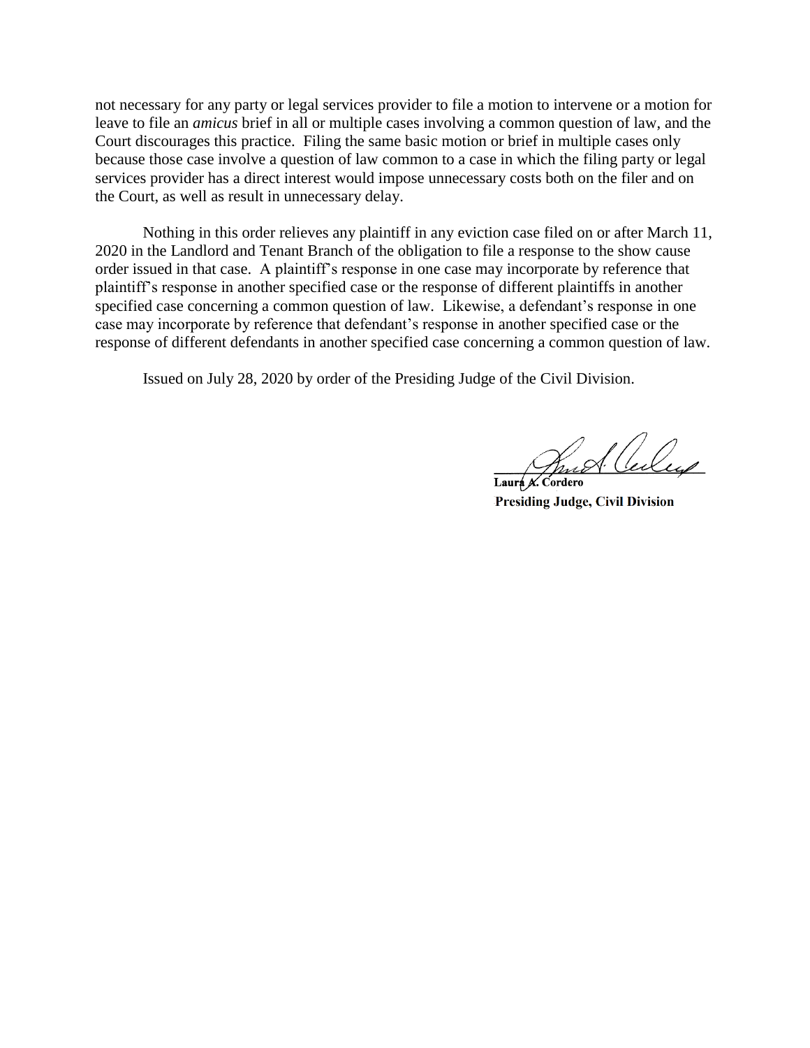not necessary for any party or legal services provider to file a motion to intervene or a motion for leave to file an *amicus* brief in all or multiple cases involving a common question of law, and the Court discourages this practice. Filing the same basic motion or brief in multiple cases only because those case involve a question of law common to a case in which the filing party or legal services provider has a direct interest would impose unnecessary costs both on the filer and on the Court, as well as result in unnecessary delay.

Nothing in this order relieves any plaintiff in any eviction case filed on or after March 11, 2020 in the Landlord and Tenant Branch of the obligation to file a response to the show cause order issued in that case. A plaintiff's response in one case may incorporate by reference that plaintiff's response in another specified case or the response of different plaintiffs in another specified case concerning a common question of law. Likewise, a defendant's response in one case may incorporate by reference that defendant's response in another specified case or the response of different defendants in another specified case concerning a common question of law.

Issued on July 28, 2020 by order of the Presiding Judge of the Civil Division.

**Laura A. Cordero**
**Presiding Judge, Civil Division**